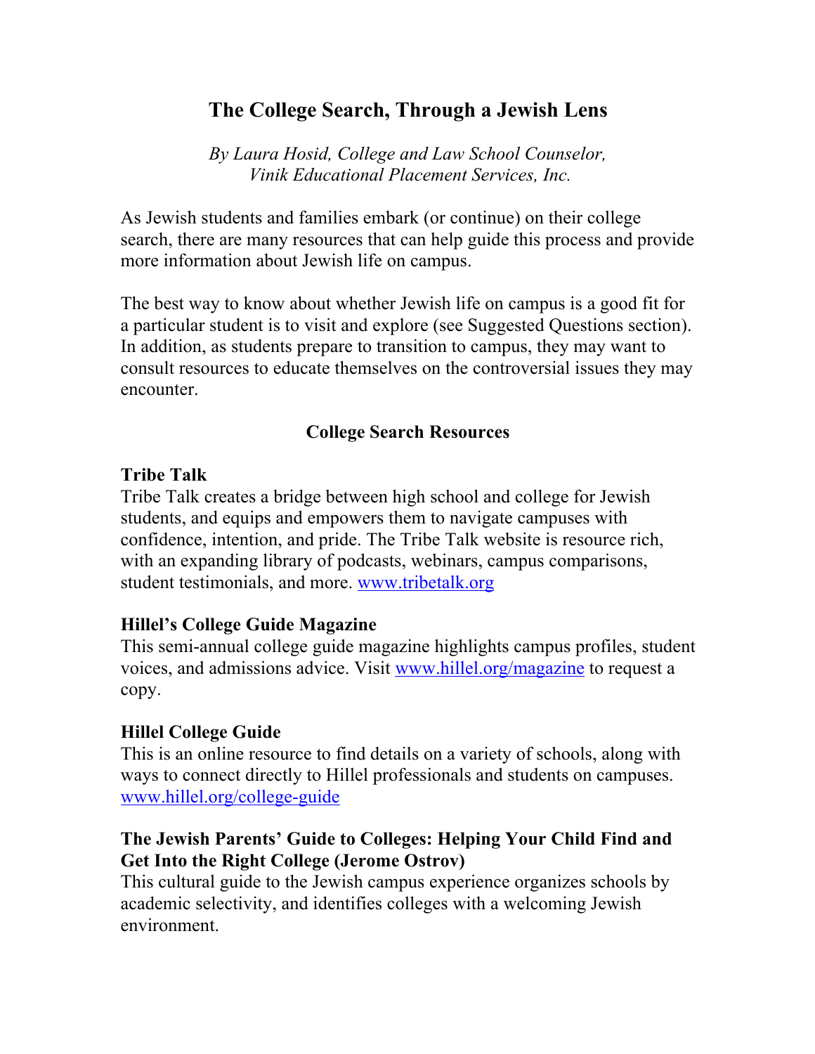# The College Search, Through a Jewish Lens

*By Laura Hosid, College and Law School Counselor,*
*Vinik Educational Placement Services, Inc.*

As Jewish students and families embark (or continue) on their college search, there are many resources that can help guide this process and provide more information about Jewish life on campus.

The best way to know about whether Jewish life on campus is a good fit for a particular student is to visit and explore (see Suggested Questions section). In addition, as students prepare to transition to campus, they may want to consult resources to educate themselves on the controversial issues they may encounter.

## College Search Resources

### Tribe Talk

Tribe Talk creates a bridge between high school and college for Jewish students, and equips and empowers them to navigate campuses with confidence, intention, and pride. The Tribe Talk website is resource rich, with an expanding library of podcasts, webinars, campus comparisons, student testimonials, and more. [www.tribetalk.org](http://www.tribetalk.org)

### Hillel's College Guide Magazine

This semi-annual college guide magazine highlights campus profiles, student voices, and admissions advice. Visit [www.hillel.org/magazine](http://www.hillel.org/magazine) to request a copy.

### Hillel College Guide

This is an online resource to find details on a variety of schools, along with ways to connect directly to Hillel professionals and students on campuses. [www.hillel.org/college-guide](http://www.hillel.org/college-guide)

### The Jewish Parents' Guide to Colleges: Helping Your Child Find and Get Into the Right College (Jerome Ostrov)

This cultural guide to the Jewish campus experience organizes schools by academic selectivity, and identifies colleges with a welcoming Jewish environment.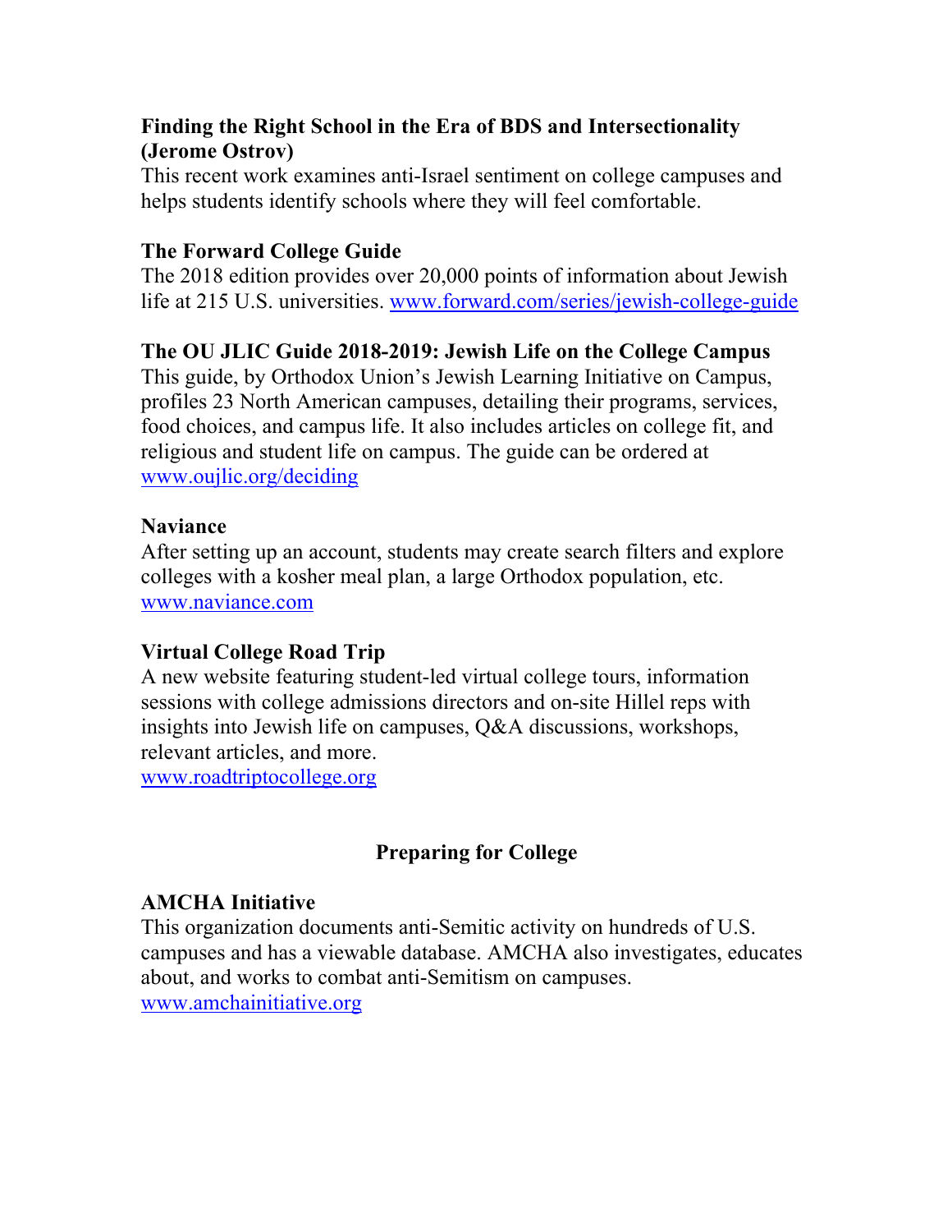**Finding the Right School in the Era of BDS and Intersectionality (Jerome Ostrov)**

This recent work examines anti-Israel sentiment on college campuses and helps students identify schools where they will feel comfortable.

**The Forward College Guide**

The 2018 edition provides over 20,000 points of information about Jewish life at 215 U.S. universities. www.forward.com/series/jewish-college-guide

**The OU JLIC Guide 2018-2019: Jewish Life on the College Campus**

This guide, by Orthodox Union's Jewish Learning Initiative on Campus, profiles 23 North American campuses, detailing their programs, services, food choices, and campus life. It also includes articles on college fit, and religious and student life on campus. The guide can be ordered at www.oujlic.org/deciding

**Naviance**

After setting up an account, students may create search filters and explore colleges with a kosher meal plan, a large Orthodox population, etc. www.naviance.com

**Virtual College Road Trip**

A new website featuring student-led virtual college tours, information sessions with college admissions directors and on-site Hillel reps with insights into Jewish life on campuses, Q&A discussions, workshops, relevant articles, and more.
www.roadtriptocollege.org

## Preparing for College

**AMCHA Initiative**

This organization documents anti-Semitic activity on hundreds of U.S. campuses and has a viewable database. AMCHA also investigates, educates about, and works to combat anti-Semitism on campuses.
www.amchainitiative.org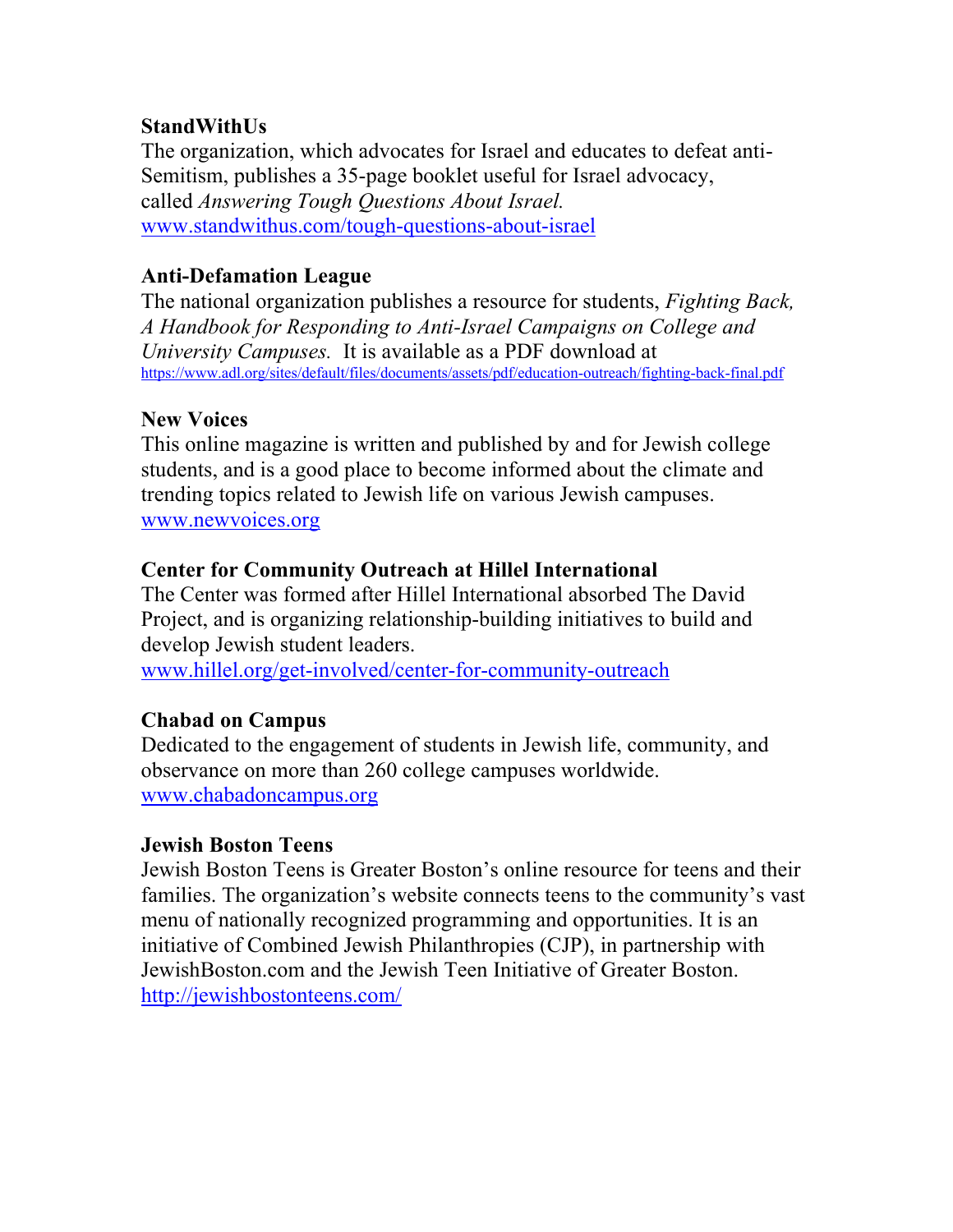**StandWithUs**
The organization, which advocates for Israel and educates to defeat anti-Semitism, publishes a 35-page booklet useful for Israel advocacy, called *Answering Tough Questions About Israel.*
www.standwithus.com/tough-questions-about-israel

**Anti-Defamation League**
The national organization publishes a resource for students, *Fighting Back, A Handbook for Responding to Anti-Israel Campaigns on College and University Campuses.* It is available as a PDF download at
https://www.adl.org/sites/default/files/documents/assets/pdf/education-outreach/fighting-back-final.pdf

**New Voices**
This online magazine is written and published by and for Jewish college students, and is a good place to become informed about the climate and trending topics related to Jewish life on various Jewish campuses.
www.newvoices.org

**Center for Community Outreach at Hillel International**
The Center was formed after Hillel International absorbed The David Project, and is organizing relationship-building initiatives to build and develop Jewish student leaders.
www.hillel.org/get-involved/center-for-community-outreach

**Chabad on Campus**
Dedicated to the engagement of students in Jewish life, community, and observance on more than 260 college campuses worldwide.
www.chabadoncampus.org

**Jewish Boston Teens**
Jewish Boston Teens is Greater Boston's online resource for teens and their families. The organization's website connects teens to the community's vast menu of nationally recognized programming and opportunities. It is an initiative of Combined Jewish Philanthropies (CJP), in partnership with JewishBoston.com and the Jewish Teen Initiative of Greater Boston.
http://jewishbostonteens.com/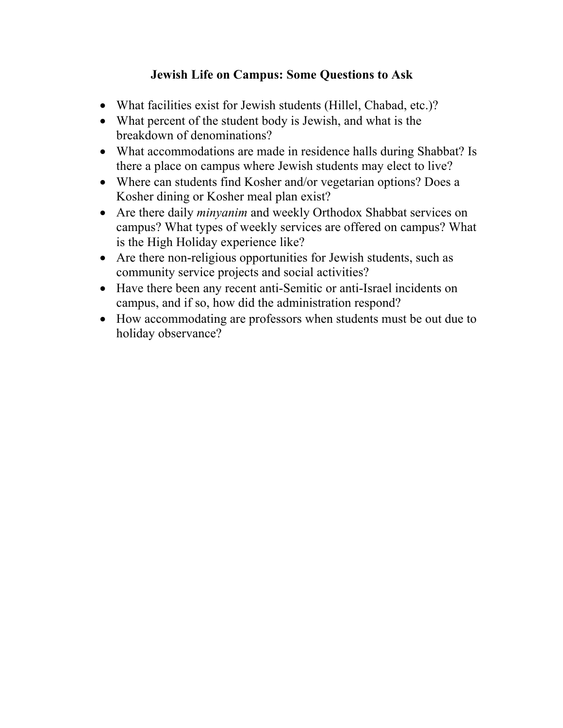## Jewish Life on Campus: Some Questions to Ask

- What facilities exist for Jewish students (Hillel, Chabad, etc.)?
- What percent of the student body is Jewish, and what is the breakdown of denominations?
- What accommodations are made in residence halls during Shabbat? Is there a place on campus where Jewish students may elect to live?
- Where can students find Kosher and/or vegetarian options? Does a Kosher dining or Kosher meal plan exist?
- Are there daily *minyanim* and weekly Orthodox Shabbat services on campus? What types of weekly services are offered on campus? What is the High Holiday experience like?
- Are there non-religious opportunities for Jewish students, such as community service projects and social activities?
- Have there been any recent anti-Semitic or anti-Israel incidents on campus, and if so, how did the administration respond?
- How accommodating are professors when students must be out due to holiday observance?